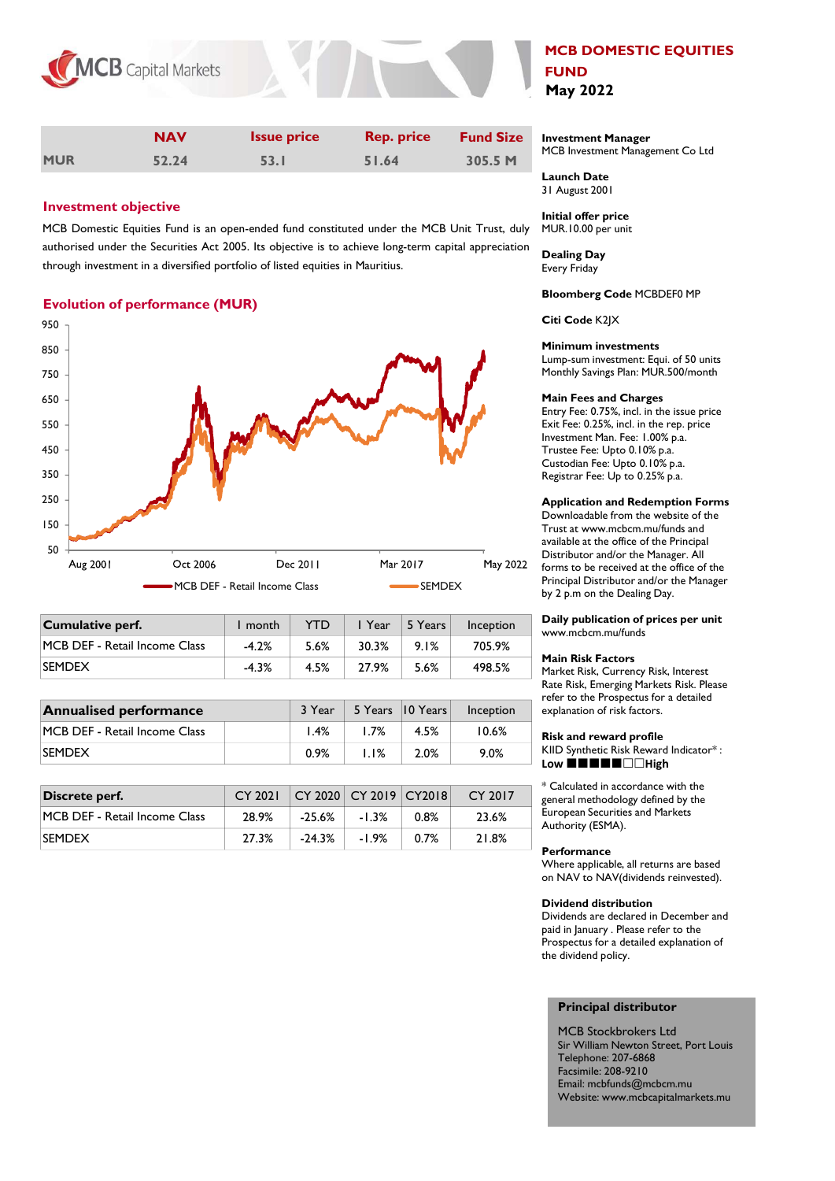# MCB DOMESTIC EQUITIES FUND

**May 2022**

| | NAV | Issue price | Rep. price | Fund Size |
|---|---|---|---|---|
| MUR | 52.24 | 53.1 | 51.64 | 305.5 M |

## Investment objective

MCB Domestic Equities Fund is an open-ended fund constituted under the MCB Unit Trust, duly authorised under the Securities Act 2005. Its objective is to achieve long-term capital appreciation through investment in a diversified portfolio of listed equities in Mauritius.

## Evolution of performance (MUR)

MCB DEF - Retail Income Class | SEMDEX

| Cumulative perf. | 1 month | YTD | 1 Year | 5 Years | Inception |
|---|---|---|---|---|---|
| MCB DEF - Retail Income Class | -4.2% | 5.6% | 30.3% | 9.1% | 705.9% |
| SEMDEX | -4.3% | 4.5% | 27.9% | 5.6% | 498.5% |

| Annualised performance | | 3 Year | 5 Years | 10 Years | Inception |
|---|---|---|---|---|---|
| MCB DEF - Retail Income Class | | 1.4% | 1.7% | 4.5% | 10.6% |
| SEMDEX | | 0.9% | 1.1% | 2.0% | 9.0% |

| Discrete perf. | CY 2021 | CY 2020 | CY 2019 | CY2018 | CY 2017 |
|---|---|---|---|---|---|
| MCB DEF - Retail Income Class | 28.9% | -25.6% | -1.3% | 0.8% | 23.6% |
| SEMDEX | 27.3% | -24.3% | -1.9% | 0.7% | 21.8% |

**Investment Manager**
MCB Investment Management Co Ltd

**Launch Date**
31 August 2001

**Initial offer price**
MUR.10.00 per unit

**Dealing Day**
Every Friday

**Bloomberg Code** MCBDEF0 MP

**Citi Code** K2JX

**Minimum investments**
Lump-sum investment: Equi. of 50 units
Monthly Savings Plan: MUR.500/month

**Main Fees and Charges**
Entry Fee: 0.75%, incl. in the issue price
Exit Fee: 0.25%, incl. in the rep. price
Investment Man. Fee: 1.00% p.a.
Trustee Fee: Upto 0.10% p.a.
Custodian Fee: Upto 0.10% p.a.
Registrar Fee: Up to 0.25% p.a.

**Application and Redemption Forms**
Downloadable from the website of the Trust at www.mcbcm.mu/funds and available at the office of the Principal Distributor and/or the Manager. All forms to be received at the office of the Principal Distributor and/or the Manager by 2 p.m on the Dealing Day.

**Daily publication of prices per unit**
www.mcbcm.mu/funds

**Main Risk Factors**
Market Risk, Currency Risk, Interest Rate Risk, Emerging Markets Risk. Please refer to the Prospectus for a detailed explanation of risk factors.

**Risk and reward profile**
KIID Synthetic Risk Reward Indicator* :
**Low** ■■■■■□□ **High**

* Calculated in accordance with the general methodology defined by the European Securities and Markets Authority (ESMA).

**Performance**
Where applicable, all returns are based on NAV to NAV(dividends reinvested).

**Dividend distribution**
Dividends are declared in December and paid in January . Please refer to the Prospectus for a detailed explanation of the dividend policy.

**Principal distributor**

MCB Stockbrokers Ltd
Sir William Newton Street, Port Louis
Telephone: 207-6868
Facsimile: 208-9210
Email: mcbfunds@mcbcm.mu
Website: www.mcbcapitalmarkets.mu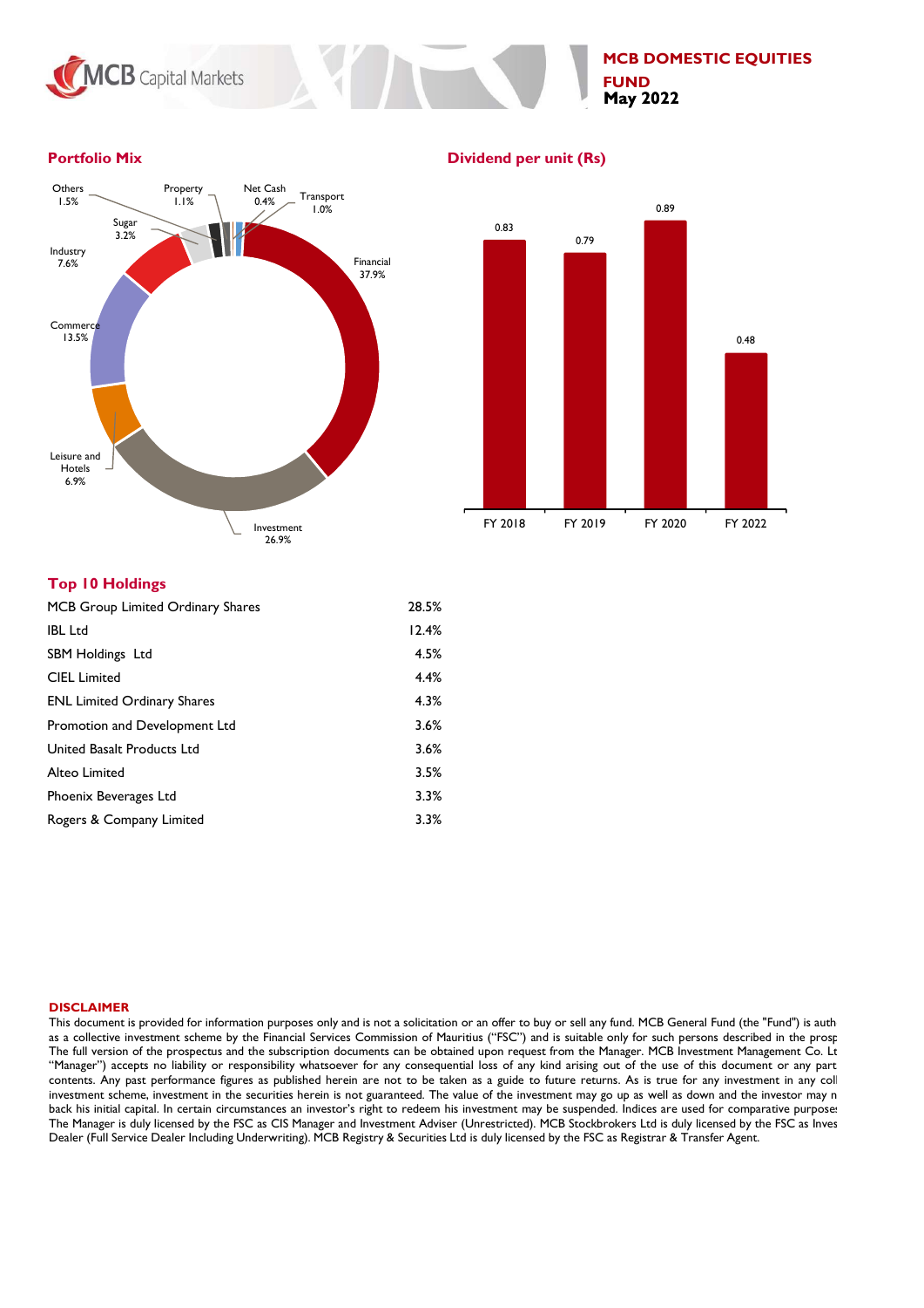MCB Capital Markets

**MCB DOMESTIC EQUITIES FUND**
**May 2022**

## Portfolio Mix

Others
1.5%
Property
1.1%
Net Cash
0.4%
Transport
1.0%
Sugar
3.2%
Industry
7.6%
Commerce
13.5%
Financial
37.9%
Leisure and Hotels
6.9%
Investment
26.9%

## Dividend per unit (Rs)

0.83
0.79
0.89
0.48
FY 2018
FY 2019
FY 2020
FY 2022

## Top 10 Holdings

| | |
|---|---|
| MCB Group Limited Ordinary Shares | 28.5% |
| IBL Ltd | 12.4% |
| SBM Holdings Ltd | 4.5% |
| CIEL Limited | 4.4% |
| ENL Limited Ordinary Shares | 4.3% |
| Promotion and Development Ltd | 3.6% |
| United Basalt Products Ltd | 3.6% |
| Alteo Limited | 3.5% |
| Phoenix Beverages Ltd | 3.3% |
| Rogers & Company Limited | 3.3% |

**DISCLAIMER**

This document is provided for information purposes only and is not a solicitation or an offer to buy or sell any fund. MCB General Fund (the "Fund") is auth as a collective investment scheme by the Financial Services Commission of Mauritius ("FSC") and is suitable only for such persons described in the prosp The full version of the prospectus and the subscription documents can be obtained upon request from the Manager. MCB Investment Management Co. Lt "Manager") accepts no liability or responsibility whatsoever for any consequential loss of any kind arising out of the use of this document or any part contents. Any past performance figures as published herein are not to be taken as a guide to future returns. As is true for any investment in any coll investment scheme, investment in the securities herein is not guaranteed. The value of the investment may go up as well as down and the investor may n back his initial capital. In certain circumstances an investor's right to redeem his investment may be suspended. Indices are used for comparative purposes The Manager is duly licensed by the FSC as CIS Manager and Investment Adviser (Unrestricted). MCB Stockbrokers Ltd is duly licensed by the FSC as Inves Dealer (Full Service Dealer Including Underwriting). MCB Registry & Securities Ltd is duly licensed by the FSC as Registrar & Transfer Agent.